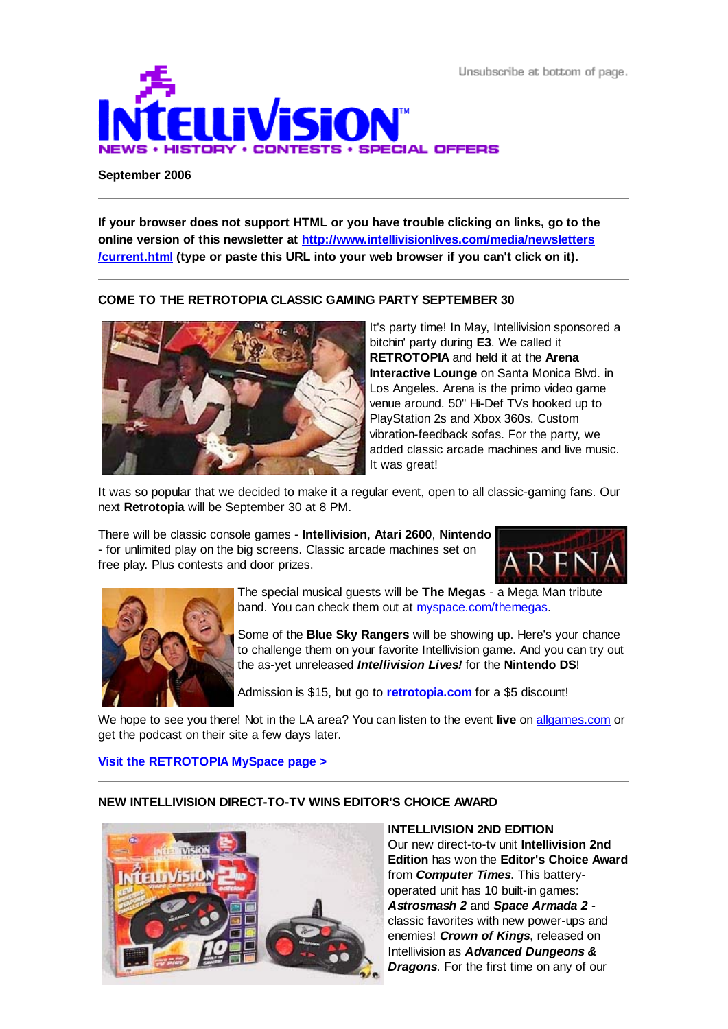Unsubscribe at bottom of page.

# INTELLIVISION

NEWS • HISTORY • CONTESTS • SPECIAL OFFERS

**September 2006**

---

**If your browser does not support HTML or you have trouble clicking on links, go to the online version of this newsletter at [http://www.intellivisionlives.com/media/newsletters/current.html](http://www.intellivisionlives.com/media/newsletters/current.html) (type or paste this URL into your web browser if you can't click on it).**

---

## COME TO THE RETROTOPIA CLASSIC GAMING PARTY SEPTEMBER 30

It's party time! In May, Intellivision sponsored a bitchin' party during **E3**. We called it **RETROTOPIA** and held it at the **Arena Interactive Lounge** on Santa Monica Blvd. in Los Angeles. Arena is the primo video game venue around. 50" Hi-Def TVs hooked up to PlayStation 2s and Xbox 360s. Custom vibration-feedback sofas. For the party, we added classic arcade machines and live music. It was great!

It was so popular that we decided to make it a regular event, open to all classic-gaming fans. Our next **Retrotopia** will be September 30 at 8 PM.

There will be classic console games - **Intellivision**, **Atari 2600**, **Nintendo** - for unlimited play on the big screens. Classic arcade machines set on free play. Plus contests and door prizes.

The special musical guests will be **The Megas** - a Mega Man tribute band. You can check them out at [myspace.com/themegas](myspace.com/themegas).

Some of the **Blue Sky Rangers** will be showing up. Here's your chance to challenge them on your favorite Intellivision game. And you can try out the as-yet unreleased ***Intellivision Lives!*** for the **Nintendo DS**!

Admission is $15, but go to **[retrotopia.com](retrotopia.com)** for a $5 discount!

We hope to see you there! Not in the LA area? You can listen to the event **live** on [allgames.com](allgames.com) or get the podcast on their site a few days later.

**[Visit the RETROTOPIA MySpace page >](#)**

---

## NEW INTELLIVISION DIRECT-TO-TV WINS EDITOR'S CHOICE AWARD

**INTELLIVISION 2ND EDITION**

Our new direct-to-tv unit **Intellivision 2nd Edition** has won the **Editor's Choice Award** from ***Computer Times***. This battery-operated unit has 10 built-in games: ***Astrosmash 2*** and ***Space Armada 2*** - classic favorites with new power-ups and enemies! ***Crown of Kings***, released on Intellivision as ***Advanced Dungeons & Dragons***. For the first time on any of our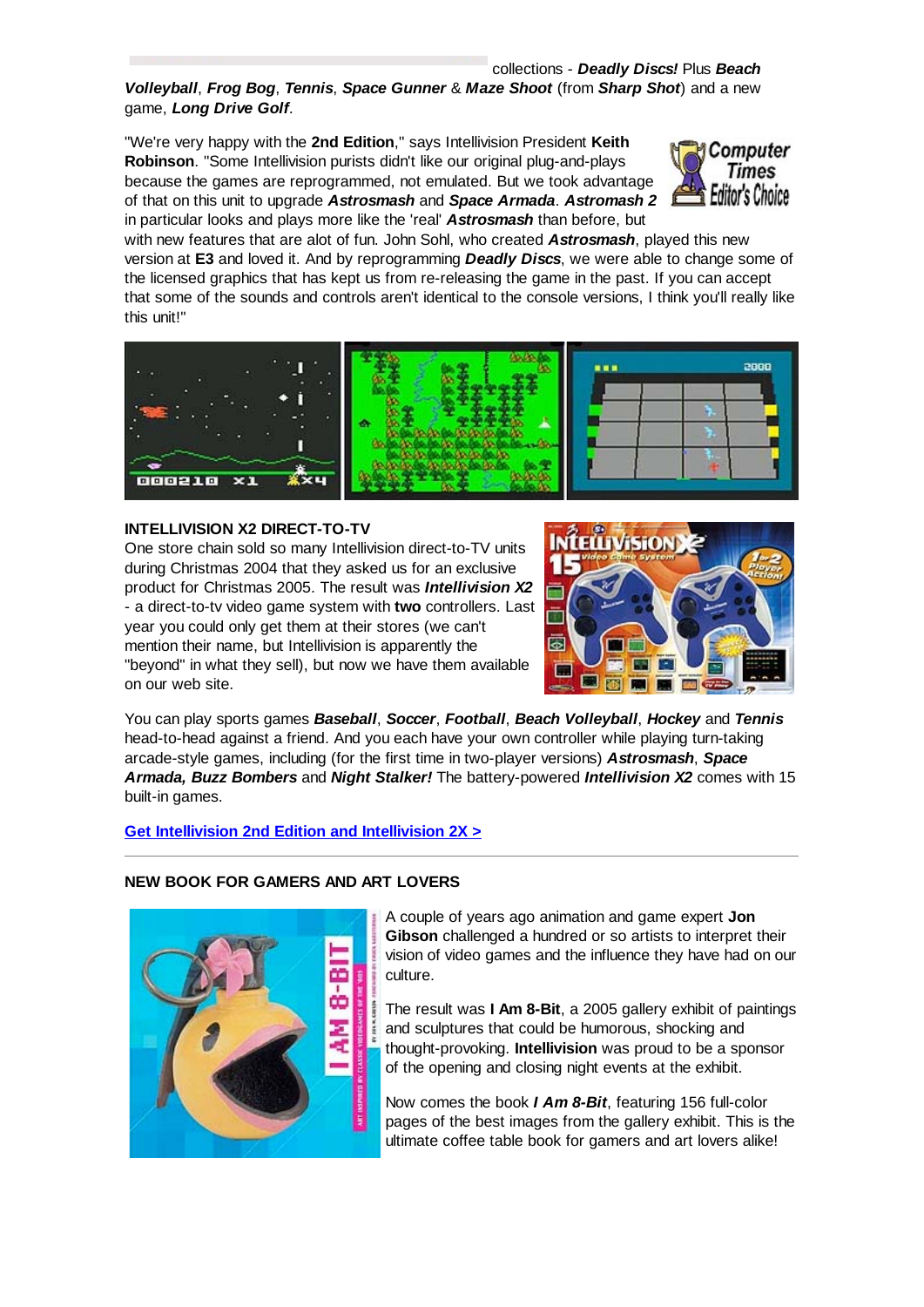collections - ***Deadly Discs!*** Plus ***Beach Volleyball***, ***Frog Bog***, ***Tennis***, ***Space Gunner*** & ***Maze Shoot*** (from ***Sharp Shot***) and a new game, ***Long Drive Golf***.

"We're very happy with the **2nd Edition**," says Intellivision President **Keith Robinson**. "Some Intellivision purists didn't like our original plug-and-plays because the games are reprogrammed, not emulated. But we took advantage of that on this unit to upgrade ***Astrosmash*** and ***Space Armada***. ***Astromash 2*** in particular looks and plays more like the 'real' ***Astrosmash*** than before, but with new features that are alot of fun. John Sohl, who created ***Astrosmash***, played this new version at **E3** and loved it. And by reprogramming ***Deadly Discs***, we were able to change some of the licensed graphics that has kept us from re-releasing the game in the past. If you can accept that some of the sounds and controls aren't identical to the console versions, I think you'll really like this unit!"

**INTELLIVISION X2 DIRECT-TO-TV**

One store chain sold so many Intellivision direct-to-TV units during Christmas 2004 that they asked us for an exclusive product for Christmas 2005. The result was ***Intellivision X2*** - a direct-to-tv video game system with **two** controllers. Last year you could only get them at their stores (we can't mention their name, but Intellivision is apparently the "beyond" in what they sell), but now we have them available on our web site.

You can play sports games ***Baseball***, ***Soccer***, ***Football***, ***Beach Volleyball***, ***Hockey*** and ***Tennis*** head-to-head against a friend. And you each have your own controller while playing turn-taking arcade-style games, including (for the first time in two-player versions) ***Astrosmash***, ***Space Armada, Buzz Bombers*** and ***Night Stalker!*** The battery-powered ***Intellivision X2*** comes with 15 built-in games.

[Get Intellivision 2nd Edition and Intellivision 2X >]

---

**NEW BOOK FOR GAMERS AND ART LOVERS**

A couple of years ago animation and game expert **Jon Gibson** challenged a hundred or so artists to interpret their vision of video games and the influence they have had on our culture.

The result was **I Am 8-Bit**, a 2005 gallery exhibit of paintings and sculptures that could be humorous, shocking and thought-provoking. **Intellivision** was proud to be a sponsor of the opening and closing night events at the exhibit.

Now comes the book ***I Am 8-Bit***, featuring 156 full-color pages of the best images from the gallery exhibit. This is the ultimate coffee table book for gamers and art lovers alike!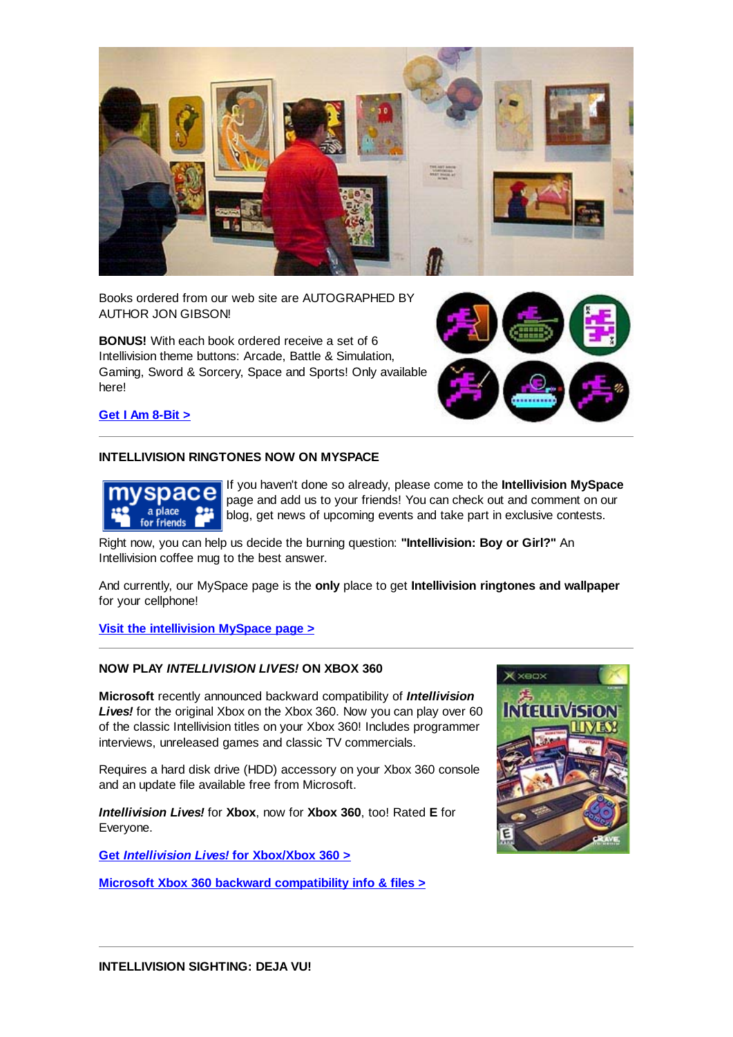Books ordered from our web site are AUTOGRAPHED BY AUTHOR JON GIBSON!

**BONUS!** With each book ordered receive a set of 6 Intellivision theme buttons: Arcade, Battle & Simulation, Gaming, Sword & Sorcery, Space and Sports! Only available here!

**Get I Am 8-Bit >**

---

**INTELLIVISION RINGTONES NOW ON MYSPACE**

If you haven't done so already, please come to the **Intellivision MySpace** page and add us to your friends! You can check out and comment on our blog, get news of upcoming events and take part in exclusive contests.

Right now, you can help us decide the burning question: **"Intellivision: Boy or Girl?"** An Intellivision coffee mug to the best answer.

And currently, our MySpace page is the **only** place to get **Intellivision ringtones and wallpaper** for your cellphone!

**Visit the intellivision MySpace page >**

---

**NOW PLAY *INTELLIVISION LIVES!* ON XBOX 360**

**Microsoft** recently announced backward compatibility of ***Intellivision Lives!*** for the original Xbox on the Xbox 360. Now you can play over 60 of the classic Intellivision titles on your Xbox 360! Includes programmer interviews, unreleased games and classic TV commercials.

Requires a hard disk drive (HDD) accessory on your Xbox 360 console and an update file available free from Microsoft.

***Intellivision Lives!*** for **Xbox**, now for **Xbox 360**, too! Rated **E** for Everyone.

**Get *Intellivision Lives!* for Xbox/Xbox 360 >**

**Microsoft Xbox 360 backward compatibility info & files >**

---

**INTELLIVISION SIGHTING: DEJA VU!**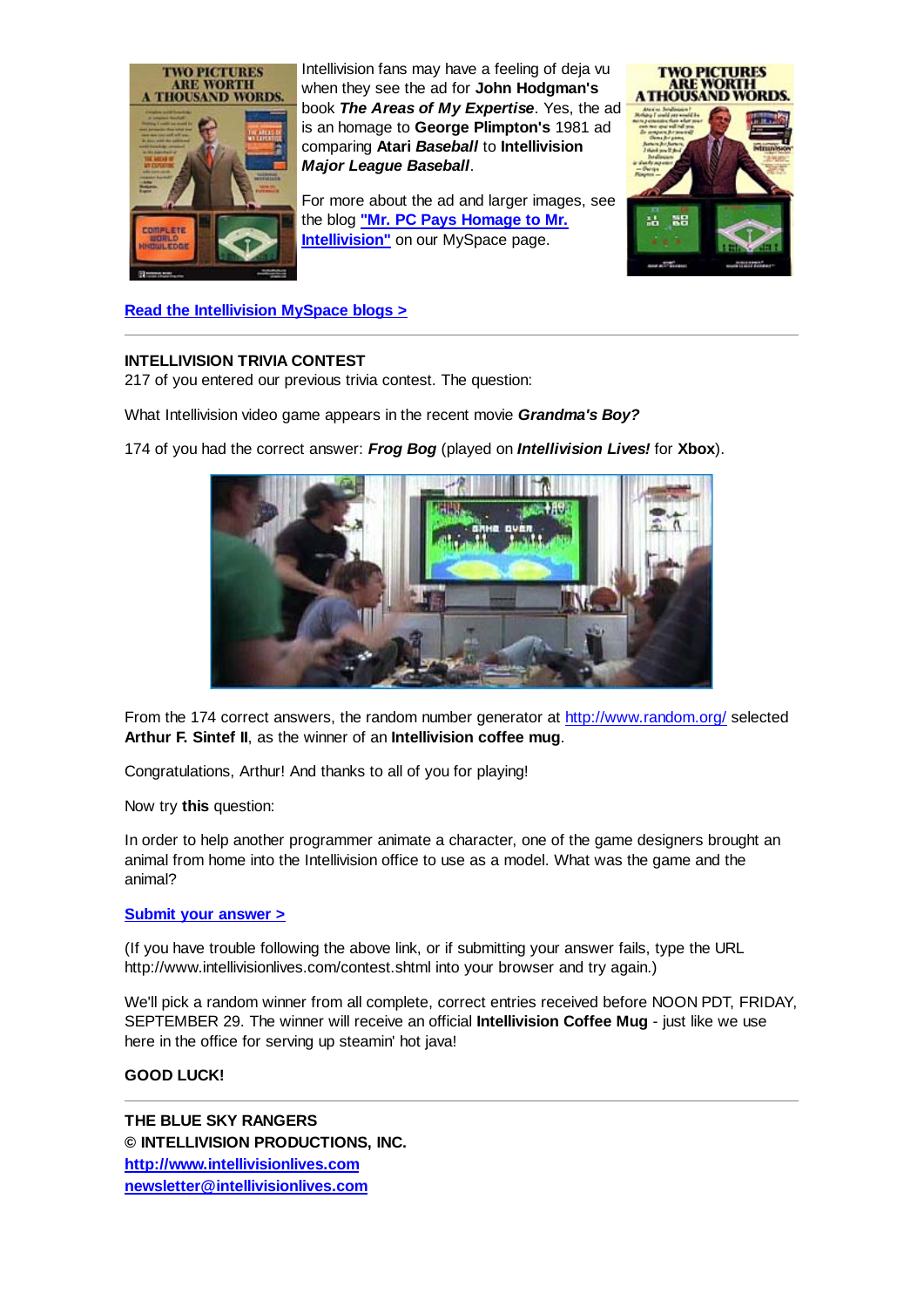Intellivision fans may have a feeling of deja vu when they see the ad for **John Hodgman's** book ***The Areas of My Expertise***. Yes, the ad is an homage to **George Plimpton's** 1981 ad comparing **Atari *Baseball*** to **Intellivision *Major League Baseball***.

For more about the ad and larger images, see the blog **"Mr. PC Pays Homage to Mr. Intellivision"** on our MySpace page.

**Read the Intellivision MySpace blogs >**

---

**INTELLIVISION TRIVIA CONTEST**

217 of you entered our previous trivia contest. The question:

What Intellivision video game appears in the recent movie ***Grandma's Boy?***

174 of you had the correct answer: ***Frog Bog*** (played on ***Intellivision Lives!*** for **Xbox**).

From the 174 correct answers, the random number generator at http://www.random.org/ selected **Arthur F. Sintef II**, as the winner of an **Intellivision coffee mug**.

Congratulations, Arthur! And thanks to all of you for playing!

Now try **this** question:

In order to help another programmer animate a character, one of the game designers brought an animal from home into the Intellivision office to use as a model. What was the game and the animal?

**Submit your answer >**

(If you have trouble following the above link, or if submitting your answer fails, type the URL http://www.intellivisionlives.com/contest.shtml into your browser and try again.)

We'll pick a random winner from all complete, correct entries received before NOON PDT, FRIDAY, SEPTEMBER 29. The winner will receive an official **Intellivision Coffee Mug** - just like we use here in the office for serving up steamin' hot java!

**GOOD LUCK!**

---

**THE BLUE SKY RANGERS**
**© INTELLIVISION PRODUCTIONS, INC.**
**http://www.intellivisionlives.com**
**newsletter@intellivisionlives.com**